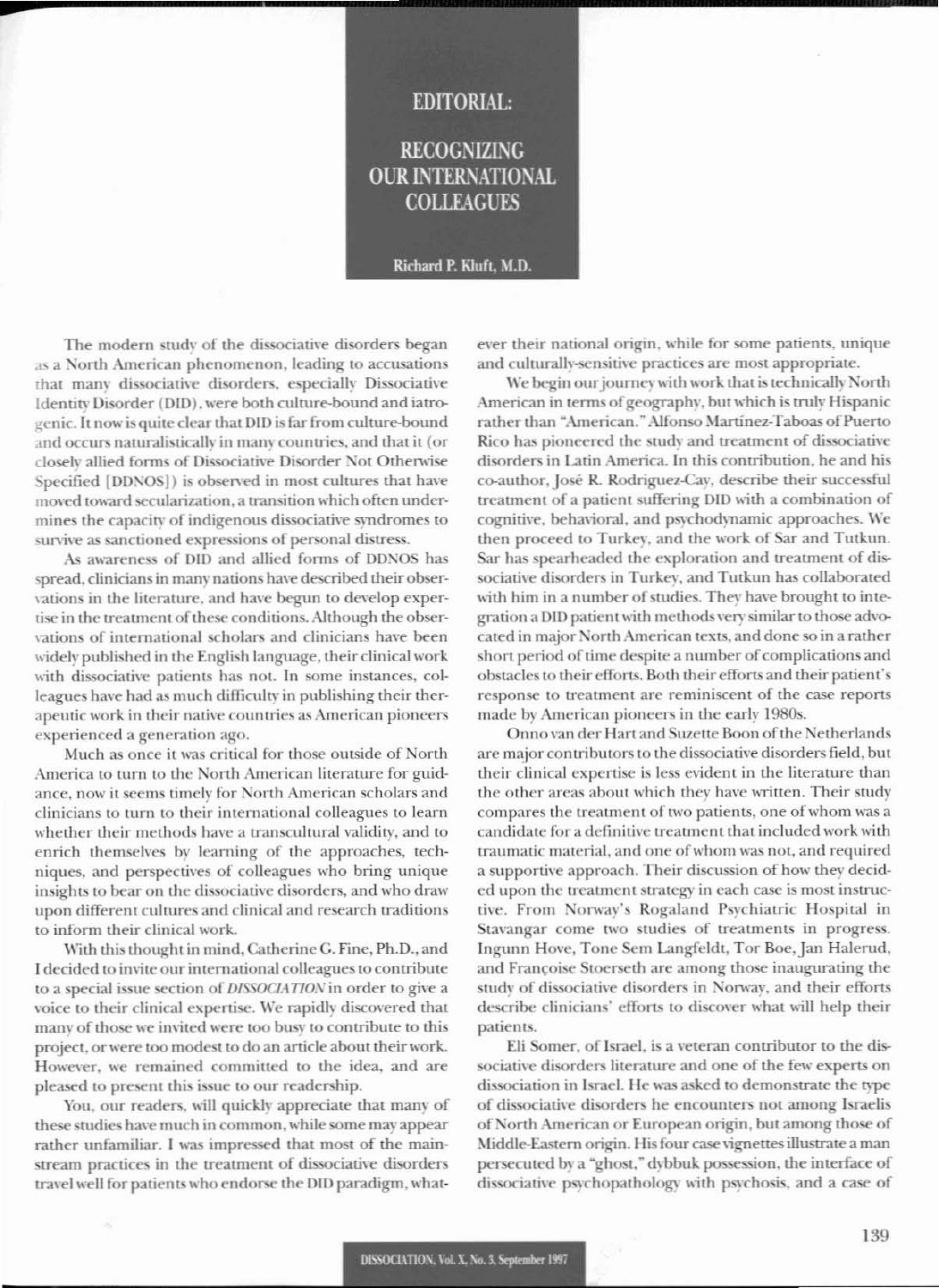# EDITORIAL:

# RECOGNIZING OUR INTERNATIONAL COLLEAGUES

**Richard P. Kluft, M.D.**

The modern study of the dissociative disorders began as a North American phenomenon, leading to accusations that many dissociative disorders, especially Dissociative Identity Disorder (DID), were both culture-bound and iatrogenic. It now is quite clear that DID is far from culture-bound and occurs naturalistically in many countries, and that it (or closely allied forms of Dissociative Disorder Not Otherwise Specified [DDNOS]) is observed in most cultures that have moved toward secularization, a transition which often undermines the capacity of indigenous dissociative syndromes to survive as sanctioned expressions of personal distress.

As awareness of DID and allied forms of DDNOS has spread, clinicians in many nations have described their observations in the literature, and have begun to develop expertise in the treatment of these conditions. Although the observations of international scholars and clinicians have been widely published in the English language, their clinical work with dissociative patients has not. In some instances, colleagues have had as much difficulty in publishing their therapeutic work in their native countries as American pioneers experienced a generation ago.

Much as once it was critical for those outside of North America to turn to the North American literature for guidance, now it seems timely for North American scholars and clinicians to turn to their international colleagues to learn whether their methods have a transcultural validity, and to enrich themselves by learning of the approaches, techniques, and perspectives of colleagues who bring unique insights to bear on the dissociative disorders, and who draw upon different cultures and clinical and research traditions to inform their clinical work.

With this thought in mind, Catherine G. Fine, Ph.D., and I decided to invite our international colleagues to contribute to a special issue section of *DISSOCIATION* in order to give a voice to their clinical expertise. We rapidly discovered that many of those we invited were too busy to contribute to this project, or were too modest to do an article about their work. However, we remained committed to the idea, and are pleased to present this issue to our readership.

You, our readers, will quickly appreciate that many of these studies have much in common, while some may appear rather unfamiliar. I was impressed that most of the mainstream practices in the treatment of dissociative disorders travel well for patients who endorse the DID paradigm, whatever their national origin, while for some patients, unique and culturally-sensitive practices are most appropriate.

We begin our journey with work that is technically North American in terms of geography, but which is truly Hispanic rather than "American." Alfonso Martínez-Taboas of Puerto Rico has pioneered the study and treatment of dissociative disorders in Latin America. In this contribution, he and his co-author, José R. Rodriguez-Cay, describe their successful treatment of a patient suffering DID with a combination of cognitive, behavioral, and psychodynamic approaches. We then proceed to Turkey, and the work of Sar and Tutkun. Sar has spearheaded the exploration and treatment of dissociative disorders in Turkey, and Tutkun has collaborated with him in a number of studies. They have brought to integration a DID patient with methods very similar to those advocated in major North American texts, and done so in a rather short period of time despite a number of complications and obstacles to their efforts. Both their efforts and their patient's response to treatment are reminiscent of the case reports made by American pioneers in the early 1980s.

Onno van der Hart and Suzette Boon of the Netherlands are major contributors to the dissociative disorders field, but their clinical expertise is less evident in the literature than the other areas about which they have written. Their study compares the treatment of two patients, one of whom was a candidate for a definitive treatment that included work with traumatic material, and one of whom was not, and required a supportive approach. Their discussion of how they decided upon the treatment strategy in each case is most instructive. From Norway's Rogaland Psychiatric Hospital in Stavangar come two studies of treatments in progress. Ingunn Hove, Tone Sem Langfeldt, Tor Boe, Jan Halerud, and Françoise Stoerseth are among those inaugurating the study of dissociative disorders in Norway, and their efforts describe clinicians' efforts to discover what will help their patients.

Eli Somer, of Israel, is a veteran contributor to the dissociative disorders literature and one of the few experts on dissociation in Israel. He was asked to demonstrate the type of dissociative disorders he encounters not among Israelis of North American or European origin, but among those of Middle-Eastern origin. His four case vignettes illustrate a man persecuted by a "ghost," dybbuk possession, the interface of dissociative psychopathology with psychosis, and a case of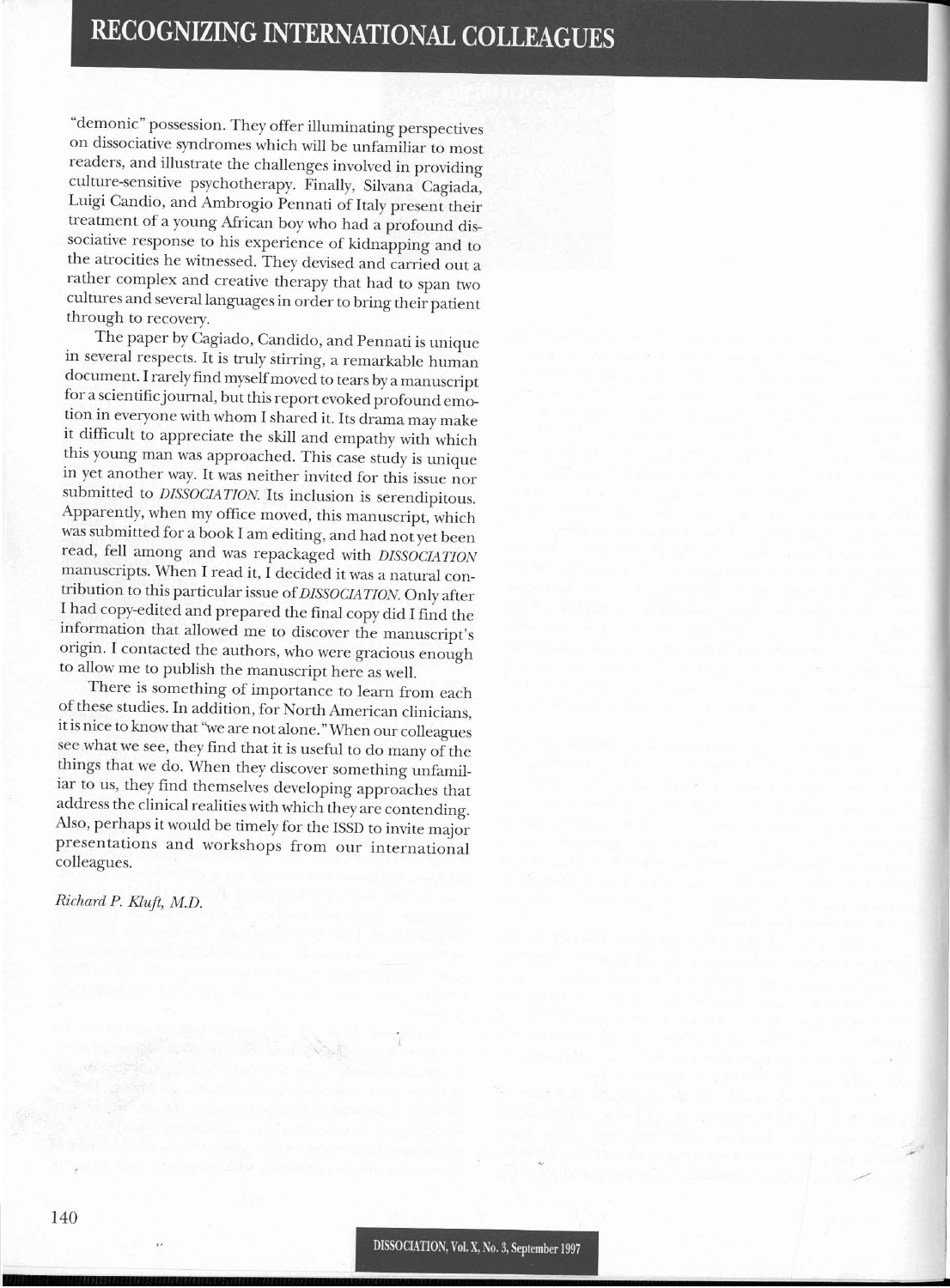"demonic" possession. They offer illuminating perspectives on dissociative syndromes which will be unfamiliar to most readers, and illustrate the challenges involved in providing culture-sensitive psychotherapy. Finally, Silvana Cagiada, Luigi Candio, and Ambrogio Pennati of Italy present their treatment of a young African boy who had a profound dissociative response to his experience of kidnapping and to the atrocities he witnessed. They devised and carried out a rather complex and creative therapy that had to span two cultures and several languages in order to bring their patient through to recovery.

The paper by Cagiado, Candido, and Pennati is unique in several respects. It is truly stirring, a remarkable human document. I rarely find myself moved to tears by a manuscript for a scientific journal, but this report evoked profound emotion in everyone with whom I shared it. Its drama may make it difficult to appreciate the skill and empathy with which this young man was approached. This case study is unique in yet another way. It was neither invited for this issue nor submitted to *DISSOCIATION*. Its inclusion is serendipitous. Apparently, when my office moved, this manuscript, which was submitted for a book I am editing, and had not yet been read, fell among and was repackaged with *DISSOCIATION* manuscripts. When I read it, I decided it was a natural contribution to this particular issue of *DISSOCIATION*. Only after I had copy-edited and prepared the final copy did I find the information that allowed me to discover the manuscript's origin. I contacted the authors, who were gracious enough to allow me to publish the manuscript here as well.

There is something of importance to learn from each of these studies. In addition, for North American clinicians, it is nice to know that "we are not alone." When our colleagues see what we see, they find that it is useful to do many of the things that we do. When they discover something unfamiliar to us, they find themselves developing approaches that address the clinical realities with which they are contending. Also, perhaps it would be timely for the ISSD to invite major presentations and workshops from our international colleagues.

*Richard P. Kluft, M.D.*